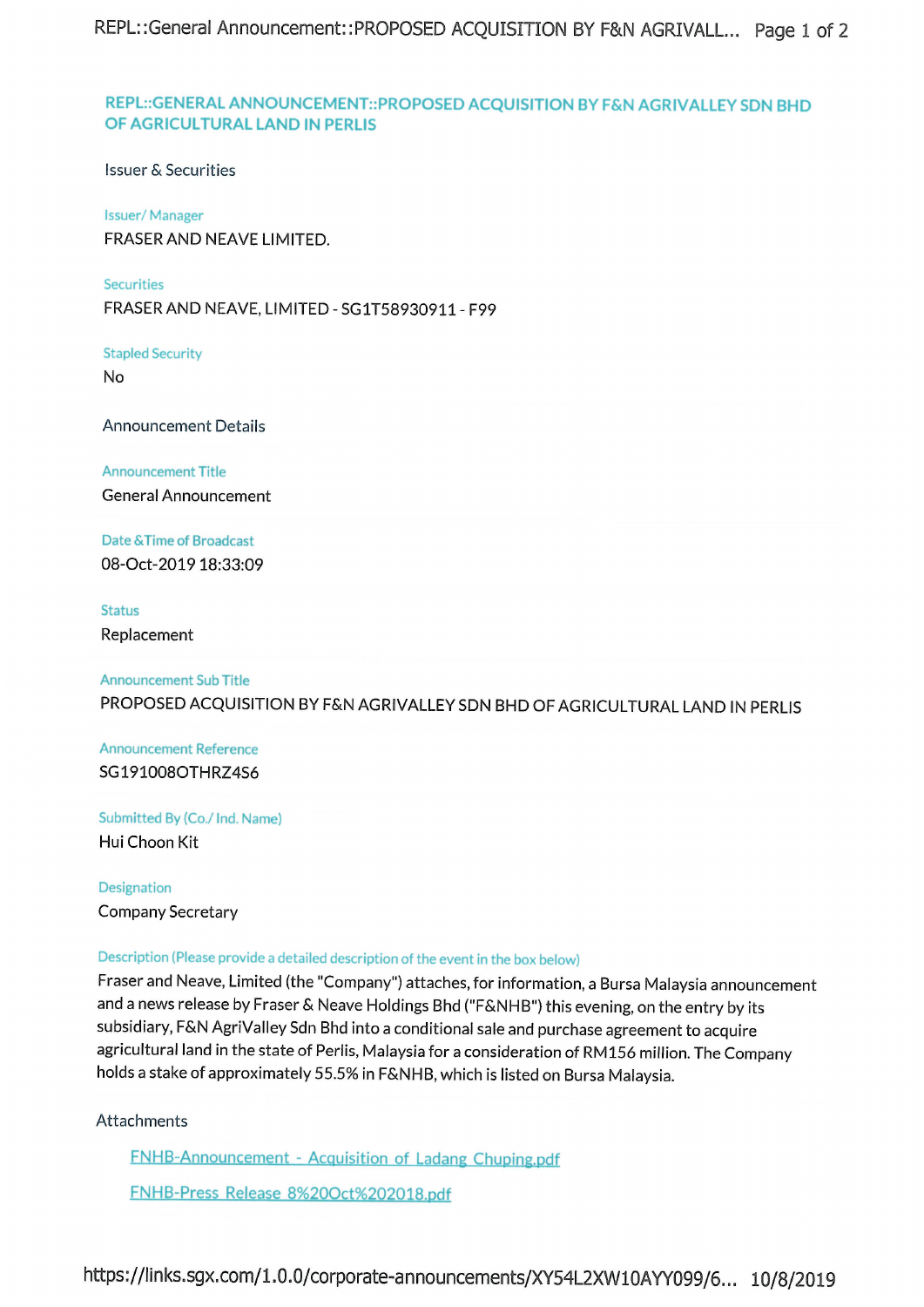# REPL::GENERAL ANNOUNCEMENT::PROPOSED ACQUISITION BY F&N AGRIVALLEY SDN BHD OF AGRICULTURAL LAND IN PERLIS

## Issuer & Securities

**Issuer/ Manager**
FRASER AND NEAVE LIMITED.

**Securities**
FRASER AND NEAVE, LIMITED - SG1T58930911 - F99

**Stapled Security**
No

## Announcement Details

**Announcement Title**
General Announcement

**Date &Time of Broadcast**
08-Oct-2019 18:33:09

**Status**
Replacement

**Announcement Sub Title**
PROPOSED ACQUISITION BY F&N AGRIVALLEY SDN BHD OF AGRICULTURAL LAND IN PERLIS

**Announcement Reference**
SG191008OTHRZ4S6

**Submitted By (Co./ Ind. Name)**
Hui Choon Kit

**Designation**
Company Secretary

**Description (Please provide a detailed description of the event in the box below)**
Fraser and Neave, Limited (the "Company") attaches, for information, a Bursa Malaysia announcement and a news release by Fraser & Neave Holdings Bhd ("F&NHB") this evening, on the entry by its subsidiary, F&N AgriValley Sdn Bhd into a conditional sale and purchase agreement to acquire agricultural land in the state of Perlis, Malaysia for a consideration of RM156 million. The Company holds a stake of approximately 55.5% in F&NHB, which is listed on Bursa Malaysia.

## Attachments

FNHB-Announcement - Acquisition of Ladang Chuping.pdf

FNHB-Press Release 8%20Oct%202018.pdf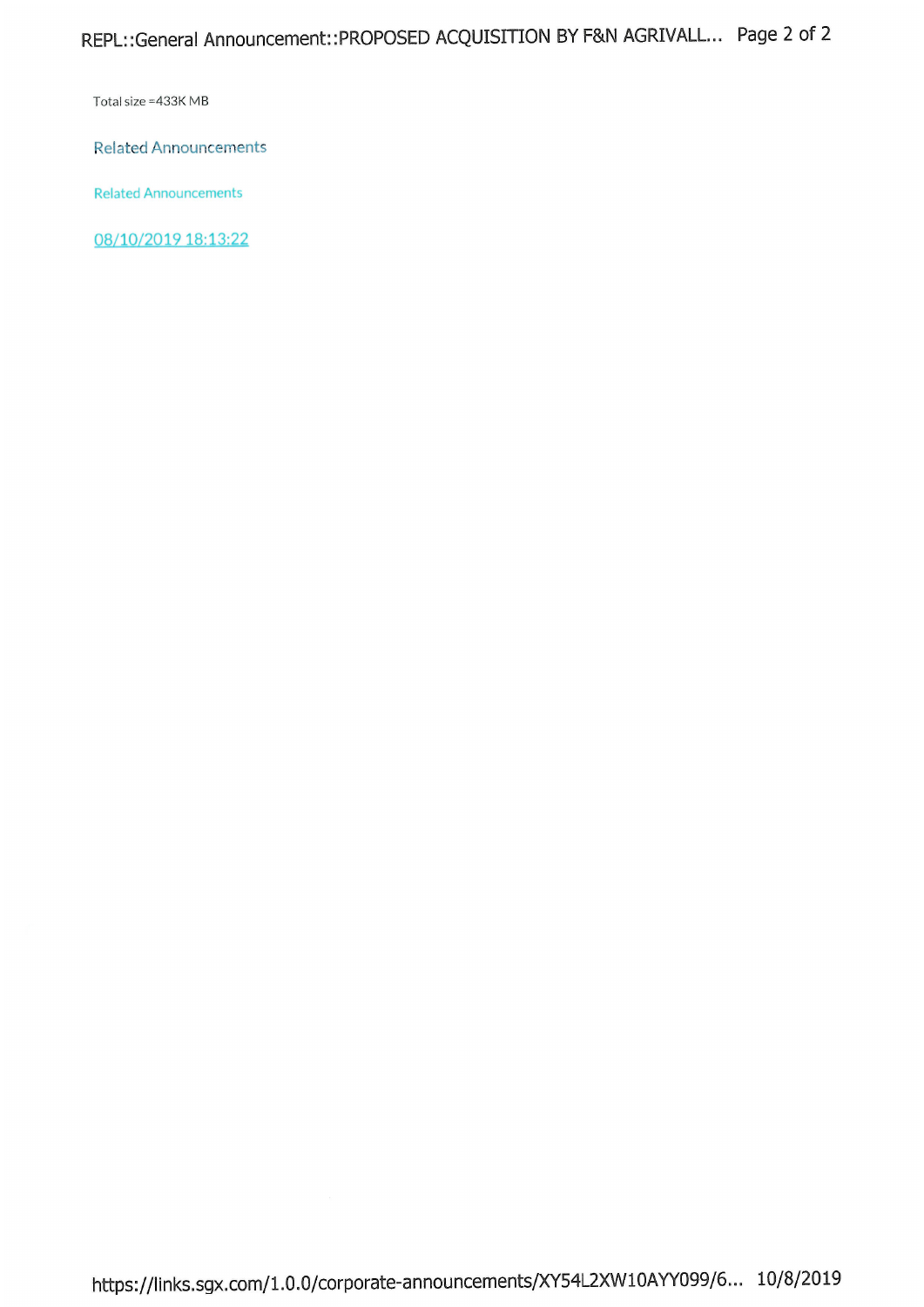Total size =433K MB

## Related Announcements

Related Announcements

08/10/2019 18:13:22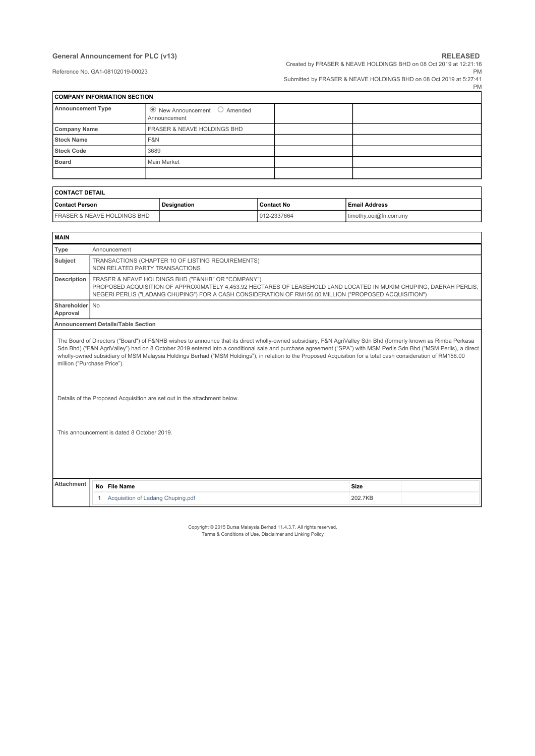**General Announcement for PLC (v13)**

Reference No. GA1-08102019-00023

**RELEASED**

Created by FRASER & NEAVE HOLDINGS BHD on 08 Oct 2019 at 12:21:16 PM

Submitted by FRASER & NEAVE HOLDINGS BHD on 08 Oct 2019 at 5:27:41 PM

| COMPANY INFORMATION SECTION | | | |
|---|---|---|---|
| **Announcement Type** | ◉ New Announcement ○ Amended Announcement | | |
| **Company Name** | FRASER & NEAVE HOLDINGS BHD | | |
| **Stock Name** | F&N | | |
| **Stock Code** | 3689 | | |
| **Board** | Main Market | | |
| | | | |

| CONTACT DETAIL | | | |
|---|---|---|---|
| **Contact Person** | **Designation** | **Contact No** | **Email Address** |
| FRASER & NEAVE HOLDINGS BHD | | 012-2337664 | timothy.ooi@fn.com.my |

| MAIN | |
|---|---|
| **Type** | Announcement |
| **Subject** | TRANSACTIONS (CHAPTER 10 OF LISTING REQUIREMENTS) NON RELATED PARTY TRANSACTIONS |
| **Description** | FRASER & NEAVE HOLDINGS BHD ("F&NHB" OR "COMPANY") PROPOSED ACQUISITION OF APPROXIMATELY 4,453.92 HECTARES OF LEASEHOLD LAND LOCATED IN MUKIM CHUPING, DAERAH PERLIS, NEGERI PERLIS ("LADANG CHUPING") FOR A CASH CONSIDERATION OF RM156.00 MILLION ("PROPOSED ACQUISITION") |
| **Shareholder Approval** | No |

**Announcement Details/Table Section**

The Board of Directors ("Board") of F&NHB wishes to announce that its direct wholly-owned subsidiary, F&N AgriValley Sdn Bhd (formerly known as Rimba Perkasa Sdn Bhd) ("F&N AgriValley") had on 8 October 2019 entered into a conditional sale and purchase agreement ("SPA") with MSM Perlis Sdn Bhd ("MSM Perlis), a direct wholly-owned subsidiary of MSM Malaysia Holdings Berhad ("MSM Holdings"), in relation to the Proposed Acquisition for a total cash consideration of RM156.00 million ("Purchase Price").

Details of the Proposed Acquisition are set out in the attachment below.

This announcement is dated 8 October 2019.

| Attachment | No | File Name | Size |
|---|---|---|---|
| | 1 | Acquisition of Ladang Chuping.pdf | 202.7KB |

Copyright © 2015 Bursa Malaysia Berhad 11.4.3.7. All rights reserved.
Terms & Conditions of Use, Disclaimer and Linking Policy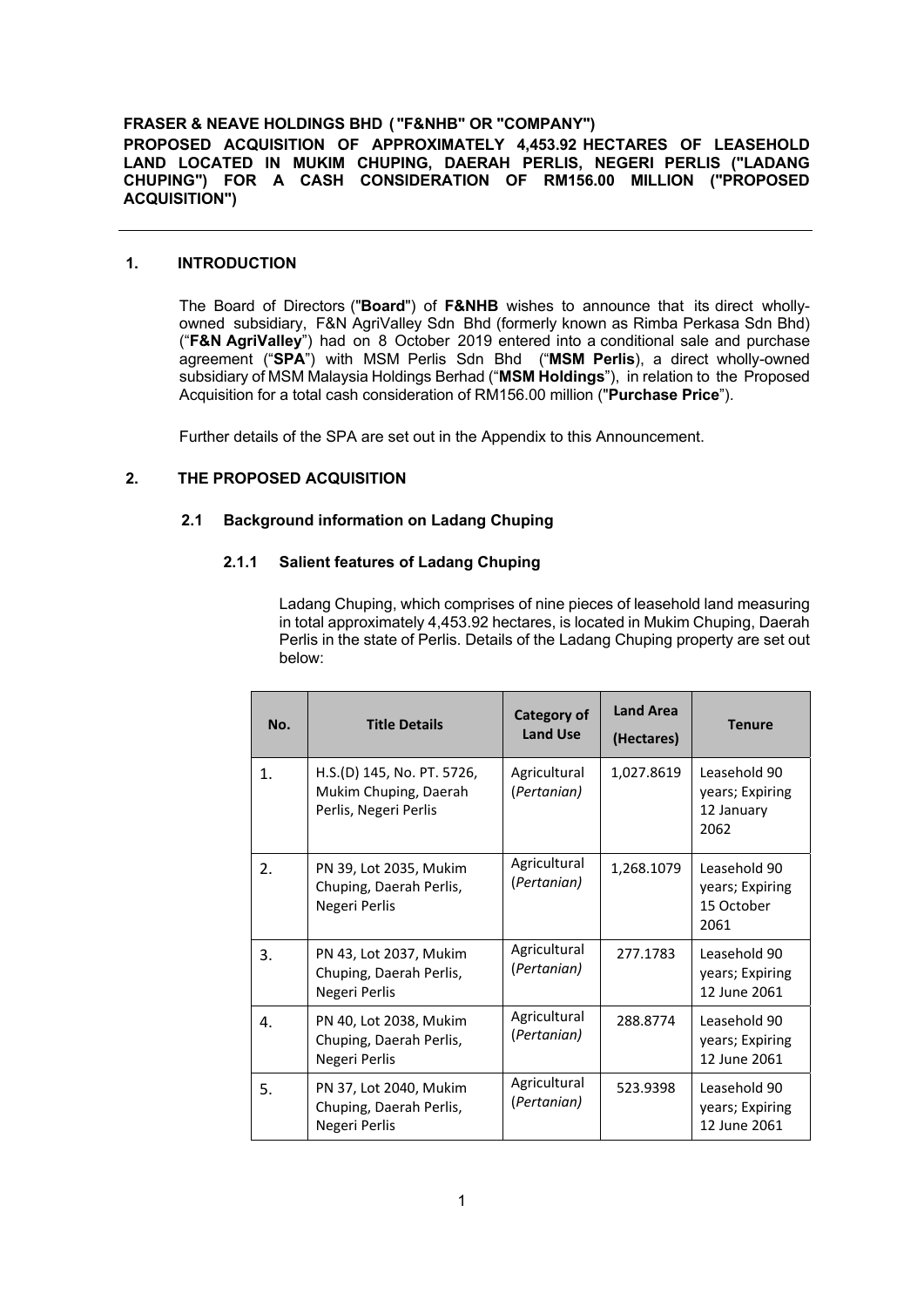**FRASER & NEAVE HOLDINGS BHD ( "F&NHB" OR "COMPANY")**

**PROPOSED ACQUISITION OF APPROXIMATELY 4,453.92 HECTARES OF LEASEHOLD LAND LOCATED IN MUKIM CHUPING, DAERAH PERLIS, NEGERI PERLIS ("LADANG CHUPING") FOR A CASH CONSIDERATION OF RM156.00 MILLION ("PROPOSED ACQUISITION")**

---

## 1. INTRODUCTION

The Board of Directors ("**Board**") of **F&NHB** wishes to announce that its direct wholly-owned subsidiary, F&N AgriValley Sdn Bhd (formerly known as Rimba Perkasa Sdn Bhd) ("**F&N AgriValley**") had on 8 October 2019 entered into a conditional sale and purchase agreement ("**SPA**") with MSM Perlis Sdn Bhd ("**MSM Perlis**), a direct wholly-owned subsidiary of MSM Malaysia Holdings Berhad ("**MSM Holdings**"), in relation to the Proposed Acquisition for a total cash consideration of RM156.00 million ("**Purchase Price**").

Further details of the SPA are set out in the Appendix to this Announcement.

## 2. THE PROPOSED ACQUISITION

### 2.1 Background information on Ladang Chuping

#### 2.1.1 Salient features of Ladang Chuping

Ladang Chuping, which comprises of nine pieces of leasehold land measuring in total approximately 4,453.92 hectares, is located in Mukim Chuping, Daerah Perlis in the state of Perlis. Details of the Ladang Chuping property are set out below:

| No. | Title Details | Category of Land Use | Land Area (Hectares) | Tenure |
|---|---|---|---|---|
| 1. | H.S.(D) 145, No. PT. 5726, Mukim Chuping, Daerah Perlis, Negeri Perlis | Agricultural (*Pertanian*) | 1,027.8619 | Leasehold 90 years; Expiring 12 January 2062 |
| 2. | PN 39, Lot 2035, Mukim Chuping, Daerah Perlis, Negeri Perlis | Agricultural (*Pertanian*) | 1,268.1079 | Leasehold 90 years; Expiring 15 October 2061 |
| 3. | PN 43, Lot 2037, Mukim Chuping, Daerah Perlis, Negeri Perlis | Agricultural (*Pertanian*) | 277.1783 | Leasehold 90 years; Expiring 12 June 2061 |
| 4. | PN 40, Lot 2038, Mukim Chuping, Daerah Perlis, Negeri Perlis | Agricultural (*Pertanian*) | 288.8774 | Leasehold 90 years; Expiring 12 June 2061 |
| 5. | PN 37, Lot 2040, Mukim Chuping, Daerah Perlis, Negeri Perlis | Agricultural (*Pertanian*) | 523.9398 | Leasehold 90 years; Expiring 12 June 2061 |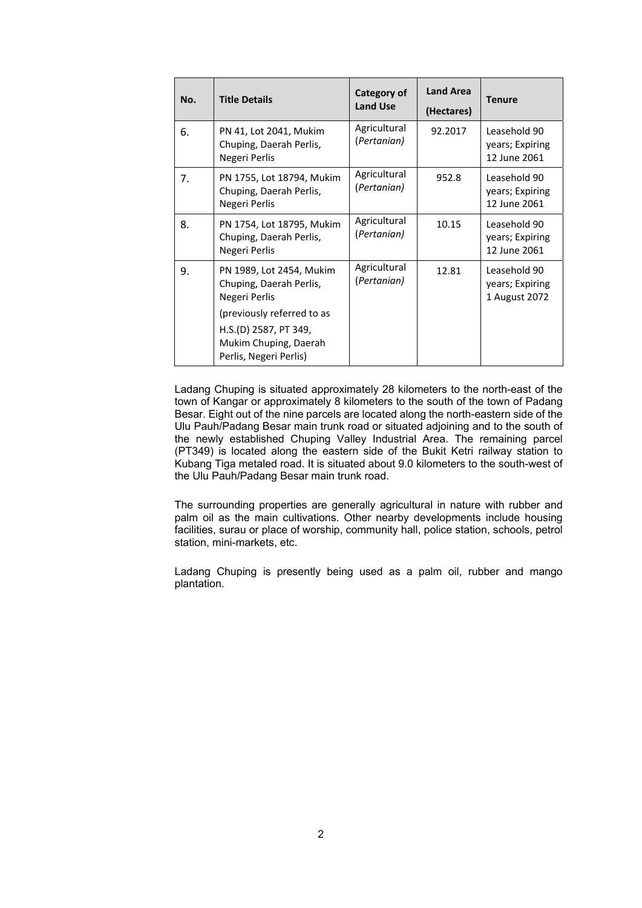| No. | Title Details | Category of Land Use | Land Area (Hectares) | Tenure |
|---|---|---|---|---|
| 6. | PN 41, Lot 2041, Mukim Chuping, Daerah Perlis, Negeri Perlis | Agricultural (*Pertanian)* | 92.2017 | Leasehold 90 years; Expiring 12 June 2061 |
| 7. | PN 1755, Lot 18794, Mukim Chuping, Daerah Perlis, Negeri Perlis | Agricultural (*Pertanian)* | 952.8 | Leasehold 90 years; Expiring 12 June 2061 |
| 8. | PN 1754, Lot 18795, Mukim Chuping, Daerah Perlis, Negeri Perlis | Agricultural (*Pertanian)* | 10.15 | Leasehold 90 years; Expiring 12 June 2061 |
| 9. | PN 1989, Lot 2454, Mukim Chuping, Daerah Perlis, Negeri Perlis (previously referred to as H.S.(D) 2587, PT 349, Mukim Chuping, Daerah Perlis, Negeri Perlis) | Agricultural (*Pertanian)* | 12.81 | Leasehold 90 years; Expiring 1 August 2072 |

Ladang Chuping is situated approximately 28 kilometers to the north-east of the town of Kangar or approximately 8 kilometers to the south of the town of Padang Besar. Eight out of the nine parcels are located along the north-eastern side of the Ulu Pauh/Padang Besar main trunk road or situated adjoining and to the south of the newly established Chuping Valley Industrial Area. The remaining parcel (PT349) is located along the eastern side of the Bukit Ketri railway station to Kubang Tiga metaled road. It is situated about 9.0 kilometers to the south-west of the Ulu Pauh/Padang Besar main trunk road.

The surrounding properties are generally agricultural in nature with rubber and palm oil as the main cultivations. Other nearby developments include housing facilities, surau or place of worship, community hall, police station, schools, petrol station, mini-markets, etc.

Ladang Chuping is presently being used as a palm oil, rubber and mango plantation.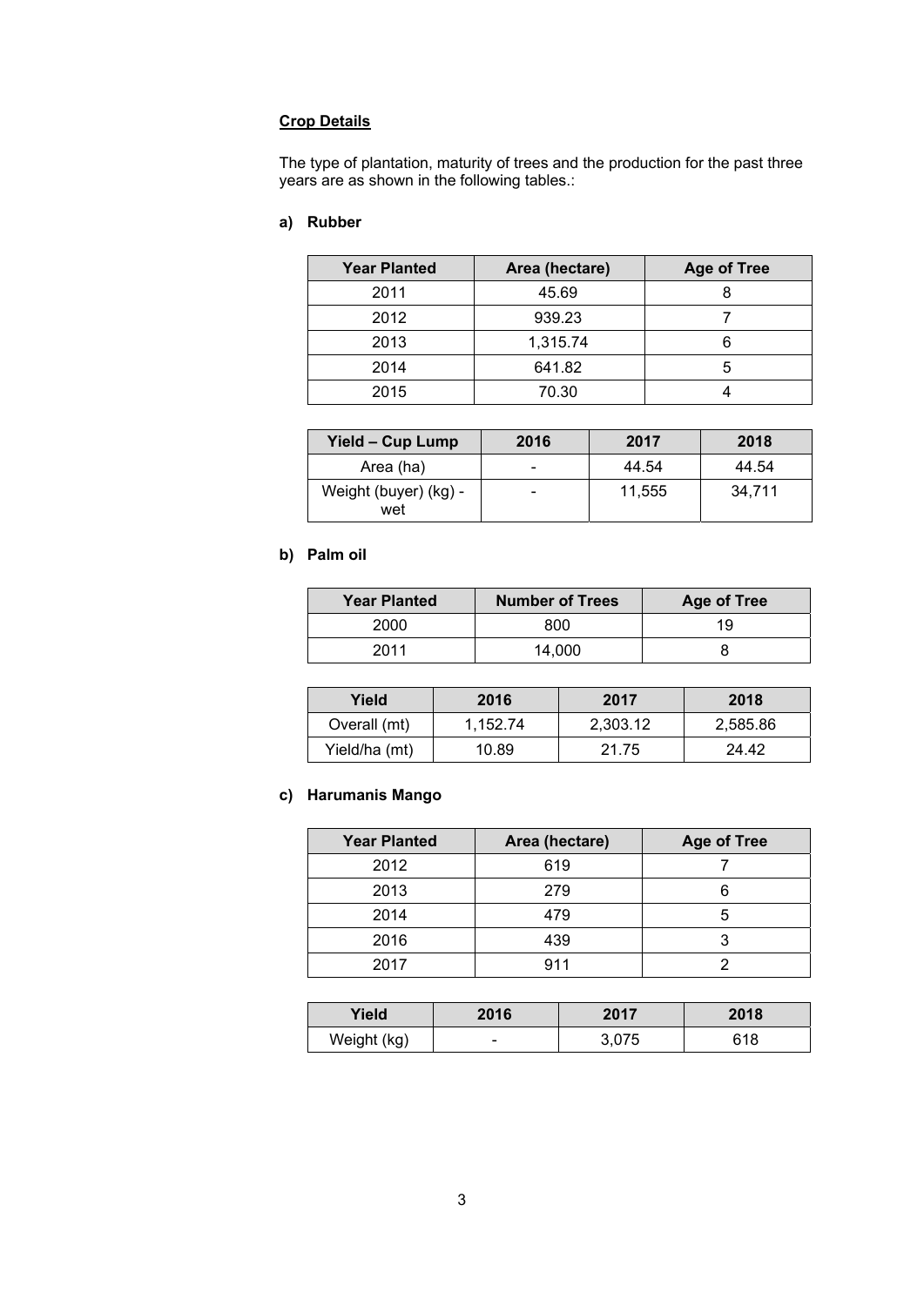**Crop Details**

The type of plantation, maturity of trees and the production for the past three years are as shown in the following tables.:

**a) Rubber**

| Year Planted | Area (hectare) | Age of Tree |
| --- | --- | --- |
| 2011 | 45.69 | 8 |
| 2012 | 939.23 | 7 |
| 2013 | 1,315.74 | 6 |
| 2014 | 641.82 | 5 |
| 2015 | 70.30 | 4 |

| Yield – Cup Lump | 2016 | 2017 | 2018 |
| --- | --- | --- | --- |
| Area (ha) | - | 44.54 | 44.54 |
| Weight (buyer) (kg) - wet | - | 11,555 | 34,711 |

**b) Palm oil**

| Year Planted | Number of Trees | Age of Tree |
| --- | --- | --- |
| 2000 | 800 | 19 |
| 2011 | 14,000 | 8 |

| Yield | 2016 | 2017 | 2018 |
| --- | --- | --- | --- |
| Overall (mt) | 1,152.74 | 2,303.12 | 2,585.86 |
| Yield/ha (mt) | 10.89 | 21.75 | 24.42 |

**c) Harumanis Mango**

| Year Planted | Area (hectare) | Age of Tree |
| --- | --- | --- |
| 2012 | 619 | 7 |
| 2013 | 279 | 6 |
| 2014 | 479 | 5 |
| 2016 | 439 | 3 |
| 2017 | 911 | 2 |

| Yield | 2016 | 2017 | 2018 |
| --- | --- | --- | --- |
| Weight (kg) | - | 3,075 | 618 |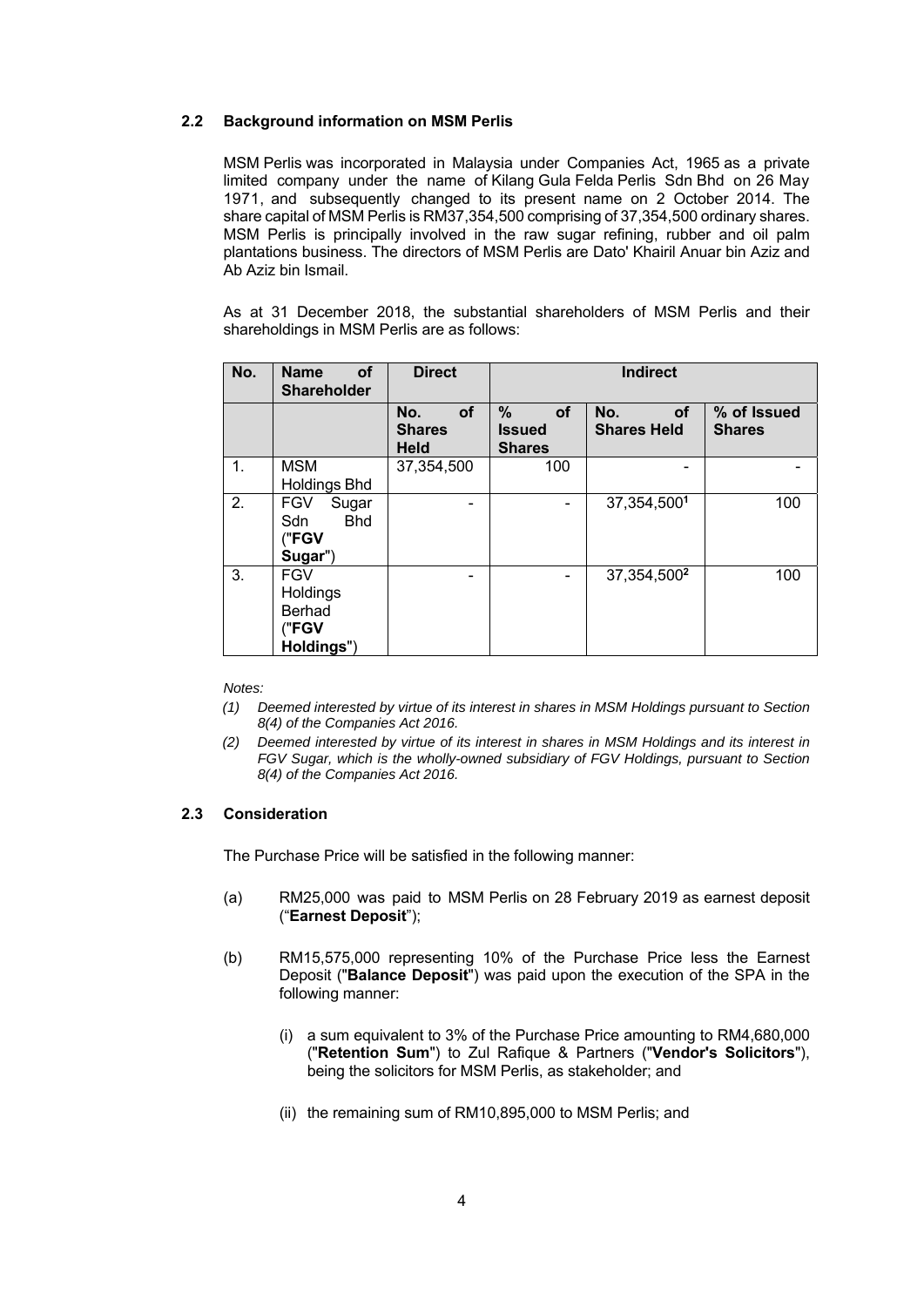### 2.2 Background information on MSM Perlis

MSM Perlis was incorporated in Malaysia under Companies Act, 1965 as a private limited company under the name of Kilang Gula Felda Perlis Sdn Bhd on 26 May 1971, and subsequently changed to its present name on 2 October 2014. The share capital of MSM Perlis is RM37,354,500 comprising of 37,354,500 ordinary shares. MSM Perlis is principally involved in the raw sugar refining, rubber and oil palm plantations business. The directors of MSM Perlis are Dato' Khairil Anuar bin Aziz and Ab Aziz bin Ismail.

As at 31 December 2018, the substantial shareholders of MSM Perlis and their shareholdings in MSM Perlis are as follows:

| No. | Name of Shareholder | Direct | | Indirect | |
|---|---|---|---|---|---|
| | | No. of Shares Held | % of Issued Shares | No. of Shares Held | % of Issued Shares |
| 1. | MSM Holdings Bhd | 37,354,500 | 100 | - | - |
| 2. | FGV Sugar Sdn Bhd ("**FGV Sugar**") | - | - | 37,354,500[1] | 100 |
| 3. | FGV Holdings Berhad ("**FGV Holdings**") | - | - | 37,354,500[2] | 100 |

*Notes:*

*(1) Deemed interested by virtue of its interest in shares in MSM Holdings pursuant to Section 8(4) of the Companies Act 2016.*

*(2) Deemed interested by virtue of its interest in shares in MSM Holdings and its interest in FGV Sugar, which is the wholly-owned subsidiary of FGV Holdings, pursuant to Section 8(4) of the Companies Act 2016.*

### 2.3 Consideration

The Purchase Price will be satisfied in the following manner:

(a) RM25,000 was paid to MSM Perlis on 28 February 2019 as earnest deposit ("**Earnest Deposit**");

(b) RM15,575,000 representing 10% of the Purchase Price less the Earnest Deposit ("**Balance Deposit**") was paid upon the execution of the SPA in the following manner:

   (i) a sum equivalent to 3% of the Purchase Price amounting to RM4,680,000 ("**Retention Sum**") to Zul Rafique & Partners ("**Vendor's Solicitors**"), being the solicitors for MSM Perlis, as stakeholder; and

   (ii) the remaining sum of RM10,895,000 to MSM Perlis; and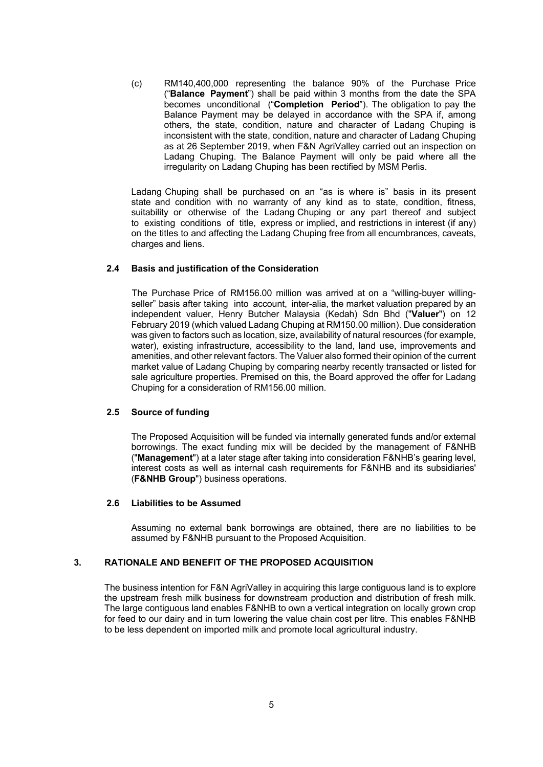(c) RM140,400,000 representing the balance 90% of the Purchase Price ("**Balance Payment**") shall be paid within 3 months from the date the SPA becomes unconditional ("**Completion Period**"). The obligation to pay the Balance Payment may be delayed in accordance with the SPA if, among others, the state, condition, nature and character of Ladang Chuping is inconsistent with the state, condition, nature and character of Ladang Chuping as at 26 September 2019, when F&N AgriValley carried out an inspection on Ladang Chuping. The Balance Payment will only be paid where all the irregularity on Ladang Chuping has been rectified by MSM Perlis.

Ladang Chuping shall be purchased on an "as is where is" basis in its present state and condition with no warranty of any kind as to state, condition, fitness, suitability or otherwise of the Ladang Chuping or any part thereof and subject to existing conditions of title, express or implied, and restrictions in interest (if any) on the titles to and affecting the Ladang Chuping free from all encumbrances, caveats, charges and liens.

### 2.4 Basis and justification of the Consideration

The Purchase Price of RM156.00 million was arrived at on a "willing-buyer willing-seller" basis after taking into account, inter-alia, the market valuation prepared by an independent valuer, Henry Butcher Malaysia (Kedah) Sdn Bhd ("**Valuer**") on 12 February 2019 (which valued Ladang Chuping at RM150.00 million). Due consideration was given to factors such as location, size, availability of natural resources (for example, water), existing infrastructure, accessibility to the land, land use, improvements and amenities, and other relevant factors. The Valuer also formed their opinion of the current market value of Ladang Chuping by comparing nearby recently transacted or listed for sale agriculture properties. Premised on this, the Board approved the offer for Ladang Chuping for a consideration of RM156.00 million.

### 2.5 Source of funding

The Proposed Acquisition will be funded via internally generated funds and/or external borrowings. The exact funding mix will be decided by the management of F&NHB ("**Management**") at a later stage after taking into consideration F&NHB's gearing level, interest costs as well as internal cash requirements for F&NHB and its subsidiaries' (**F&NHB Group**") business operations.

### 2.6 Liabilities to be Assumed

Assuming no external bank borrowings are obtained, there are no liabilities to be assumed by F&NHB pursuant to the Proposed Acquisition.

## 3. RATIONALE AND BENEFIT OF THE PROPOSED ACQUISITION

The business intention for F&N AgriValley in acquiring this large contiguous land is to explore the upstream fresh milk business for downstream production and distribution of fresh milk. The large contiguous land enables F&NHB to own a vertical integration on locally grown crop for feed to our dairy and in turn lowering the value chain cost per litre. This enables F&NHB to be less dependent on imported milk and promote local agricultural industry.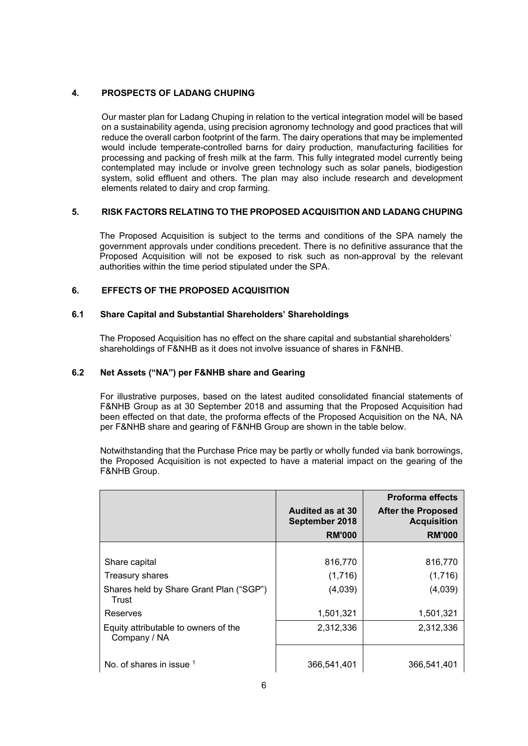## 4. PROSPECTS OF LADANG CHUPING

Our master plan for Ladang Chuping in relation to the vertical integration model will be based on a sustainability agenda, using precision agronomy technology and good practices that will reduce the overall carbon footprint of the farm. The dairy operations that may be implemented would include temperate-controlled barns for dairy production, manufacturing facilities for processing and packing of fresh milk at the farm. This fully integrated model currently being contemplated may include or involve green technology such as solar panels, biodigestion system, solid effluent and others. The plan may also include research and development elements related to dairy and crop farming.

## 5. RISK FACTORS RELATING TO THE PROPOSED ACQUISITION AND LADANG CHUPING

The Proposed Acquisition is subject to the terms and conditions of the SPA namely the government approvals under conditions precedent. There is no definitive assurance that the Proposed Acquisition will not be exposed to risk such as non-approval by the relevant authorities within the time period stipulated under the SPA.

## 6. EFFECTS OF THE PROPOSED ACQUISITION

### 6.1 Share Capital and Substantial Shareholders' Shareholdings

The Proposed Acquisition has no effect on the share capital and substantial shareholders' shareholdings of F&NHB as it does not involve issuance of shares in F&NHB.

### 6.2 Net Assets ("NA") per F&NHB share and Gearing

For illustrative purposes, based on the latest audited consolidated financial statements of F&NHB Group as at 30 September 2018 and assuming that the Proposed Acquisition had been effected on that date, the proforma effects of the Proposed Acquisition on the NA, NA per F&NHB share and gearing of F&NHB Group are shown in the table below.

Notwithstanding that the Purchase Price may be partly or wholly funded via bank borrowings, the Proposed Acquisition is not expected to have a material impact on the gearing of the F&NHB Group.

| | Audited as at 30 September 2018 | Proforma effects After the Proposed Acquisition |
|---|---|---|
| | RM'000 | RM'000 |
| Share capital | 816,770 | 816,770 |
| Treasury shares | (1,716) | (1,716) |
| Shares held by Share Grant Plan ("SGP") Trust | (4,039) | (4,039) |
| Reserves | 1,501,321 | 1,501,321 |
| Equity attributable to owners of the Company / NA | 2,312,336 | 2,312,336 |
| No. of shares in issue [1] | 366,541,401 | 366,541,401 |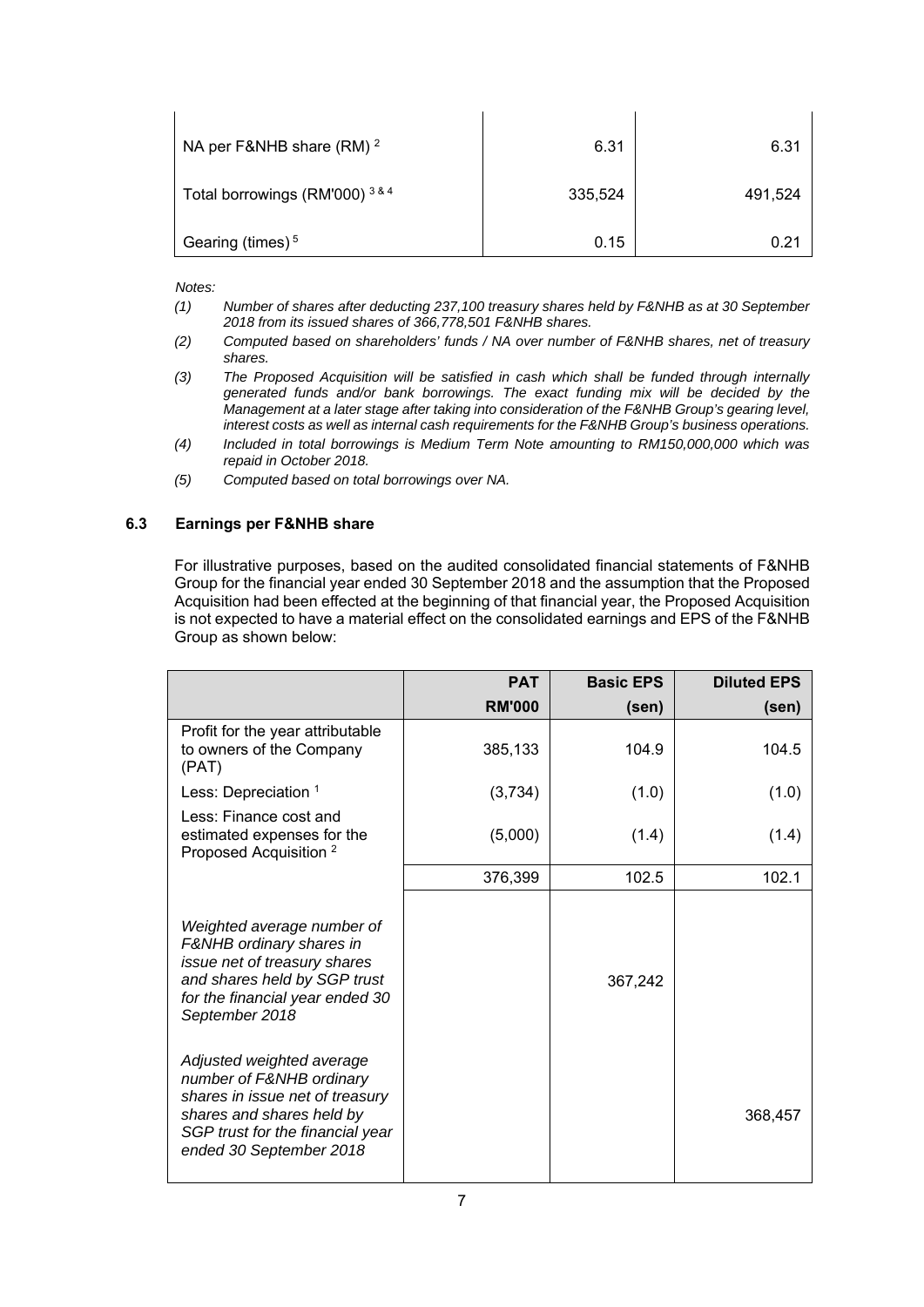| | | |
|---|---|---|
| NA per F&NHB share (RM) [2] | 6.31 | 6.31 |
| Total borrowings (RM'000) [3 & 4] | 335,524 | 491,524 |
| Gearing (times) [5] | 0.15 | 0.21 |

*Notes:*

*(1) Number of shares after deducting 237,100 treasury shares held by F&NHB as at 30 September 2018 from its issued shares of 366,778,501 F&NHB shares.*

*(2) Computed based on shareholders' funds / NA over number of F&NHB shares, net of treasury shares.*

*(3) The Proposed Acquisition will be satisfied in cash which shall be funded through internally generated funds and/or bank borrowings. The exact funding mix will be decided by the Management at a later stage after taking into consideration of the F&NHB Group's gearing level, interest costs as well as internal cash requirements for the F&NHB Group's business operations.*

*(4) Included in total borrowings is Medium Term Note amounting to RM150,000,000 which was repaid in October 2018.*

*(5) Computed based on total borrowings over NA.*

### 6.3 Earnings per F&NHB share

For illustrative purposes, based on the audited consolidated financial statements of F&NHB Group for the financial year ended 30 September 2018 and the assumption that the Proposed Acquisition had been effected at the beginning of that financial year, the Proposed Acquisition is not expected to have a material effect on the consolidated earnings and EPS of the F&NHB Group as shown below:

| | PAT RM'000 | Basic EPS (sen) | Diluted EPS (sen) |
|---|---|---|---|
| Profit for the year attributable to owners of the Company (PAT) | 385,133 | 104.9 | 104.5 |
| Less: Depreciation [1] | (3,734) | (1.0) | (1.0) |
| Less: Finance cost and estimated expenses for the Proposed Acquisition [2] | (5,000) | (1.4) | (1.4) |
| | 376,399 | 102.5 | 102.1 |
| *Weighted average number of F&NHB ordinary shares in issue net of treasury shares and shares held by SGP trust for the financial year ended 30 September 2018* | | 367,242 | |
| *Adjusted weighted average number of F&NHB ordinary shares in issue net of treasury shares and shares held by SGP trust for the financial year ended 30 September 2018* | | | 368,457 |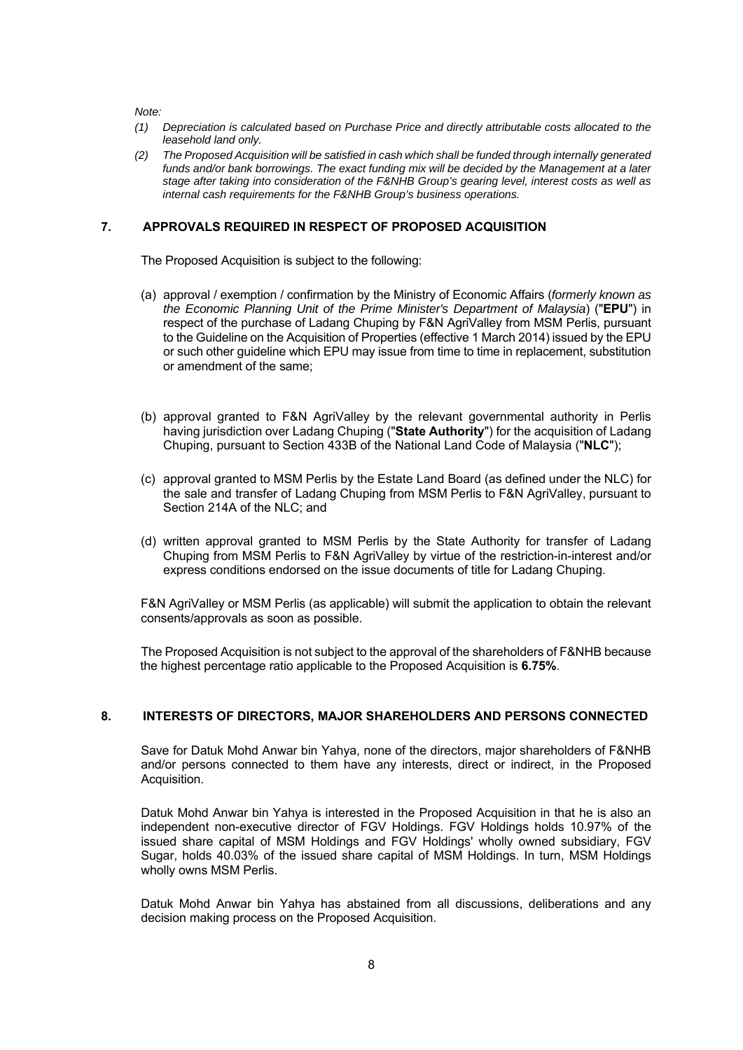*Note:*

*(1) Depreciation is calculated based on Purchase Price and directly attributable costs allocated to the leasehold land only.*

*(2) The Proposed Acquisition will be satisfied in cash which shall be funded through internally generated funds and/or bank borrowings. The exact funding mix will be decided by the Management at a later stage after taking into consideration of the F&NHB Group's gearing level, interest costs as well as internal cash requirements for the F&NHB Group's business operations.*

## 7. APPROVALS REQUIRED IN RESPECT OF PROPOSED ACQUISITION

The Proposed Acquisition is subject to the following:

(a) approval / exemption / confirmation by the Ministry of Economic Affairs (*formerly known as the Economic Planning Unit of the Prime Minister's Department of Malaysia*) ("**EPU**") in respect of the purchase of Ladang Chuping by F&N AgriValley from MSM Perlis, pursuant to the Guideline on the Acquisition of Properties (effective 1 March 2014) issued by the EPU or such other guideline which EPU may issue from time to time in replacement, substitution or amendment of the same;

(b) approval granted to F&N AgriValley by the relevant governmental authority in Perlis having jurisdiction over Ladang Chuping ("**State Authority**") for the acquisition of Ladang Chuping, pursuant to Section 433B of the National Land Code of Malaysia ("**NLC**");

(c) approval granted to MSM Perlis by the Estate Land Board (as defined under the NLC) for the sale and transfer of Ladang Chuping from MSM Perlis to F&N AgriValley, pursuant to Section 214A of the NLC; and

(d) written approval granted to MSM Perlis by the State Authority for transfer of Ladang Chuping from MSM Perlis to F&N AgriValley by virtue of the restriction-in-interest and/or express conditions endorsed on the issue documents of title for Ladang Chuping.

F&N AgriValley or MSM Perlis (as applicable) will submit the application to obtain the relevant consents/approvals as soon as possible.

The Proposed Acquisition is not subject to the approval of the shareholders of F&NHB because the highest percentage ratio applicable to the Proposed Acquisition is **6.75%**.

## 8. INTERESTS OF DIRECTORS, MAJOR SHAREHOLDERS AND PERSONS CONNECTED

Save for Datuk Mohd Anwar bin Yahya, none of the directors, major shareholders of F&NHB and/or persons connected to them have any interests, direct or indirect, in the Proposed Acquisition.

Datuk Mohd Anwar bin Yahya is interested in the Proposed Acquisition in that he is also an independent non-executive director of FGV Holdings. FGV Holdings holds 10.97% of the issued share capital of MSM Holdings and FGV Holdings' wholly owned subsidiary, FGV Sugar, holds 40.03% of the issued share capital of MSM Holdings. In turn, MSM Holdings wholly owns MSM Perlis.

Datuk Mohd Anwar bin Yahya has abstained from all discussions, deliberations and any decision making process on the Proposed Acquisition.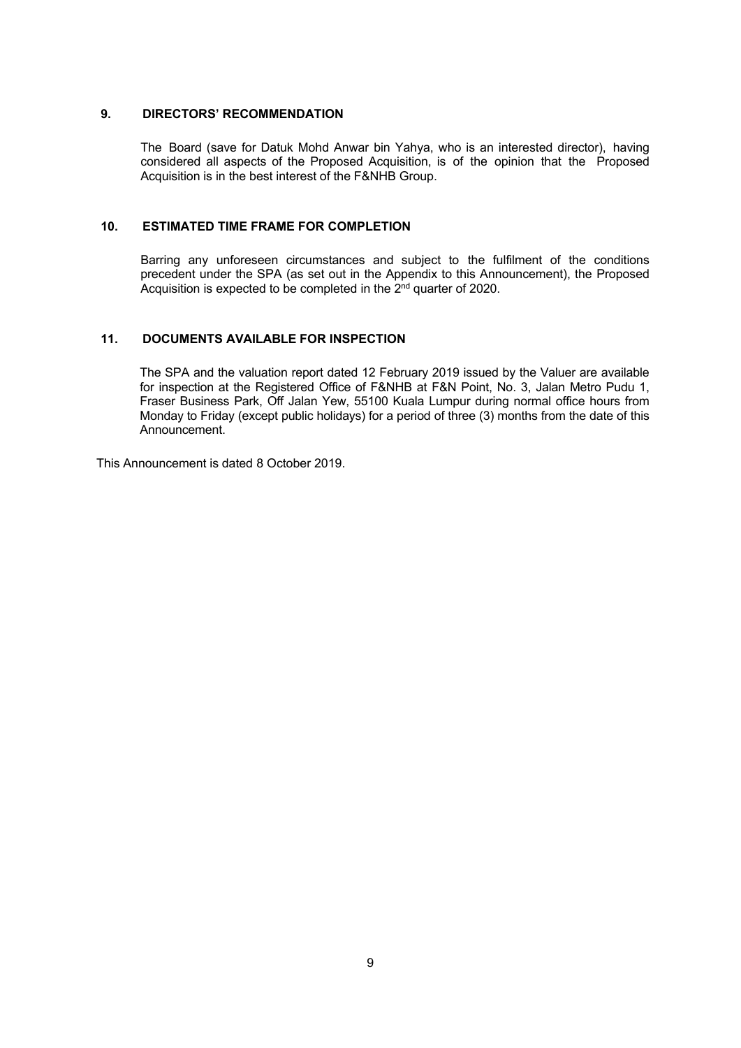## 9. DIRECTORS' RECOMMENDATION

The Board (save for Datuk Mohd Anwar bin Yahya, who is an interested director), having considered all aspects of the Proposed Acquisition, is of the opinion that the Proposed Acquisition is in the best interest of the F&NHB Group.

## 10. ESTIMATED TIME FRAME FOR COMPLETION

Barring any unforeseen circumstances and subject to the fulfilment of the conditions precedent under the SPA (as set out in the Appendix to this Announcement), the Proposed Acquisition is expected to be completed in the 2nd quarter of 2020.

## 11. DOCUMENTS AVAILABLE FOR INSPECTION

The SPA and the valuation report dated 12 February 2019 issued by the Valuer are available for inspection at the Registered Office of F&NHB at F&N Point, No. 3, Jalan Metro Pudu 1, Fraser Business Park, Off Jalan Yew, 55100 Kuala Lumpur during normal office hours from Monday to Friday (except public holidays) for a period of three (3) months from the date of this Announcement.

This Announcement is dated 8 October 2019.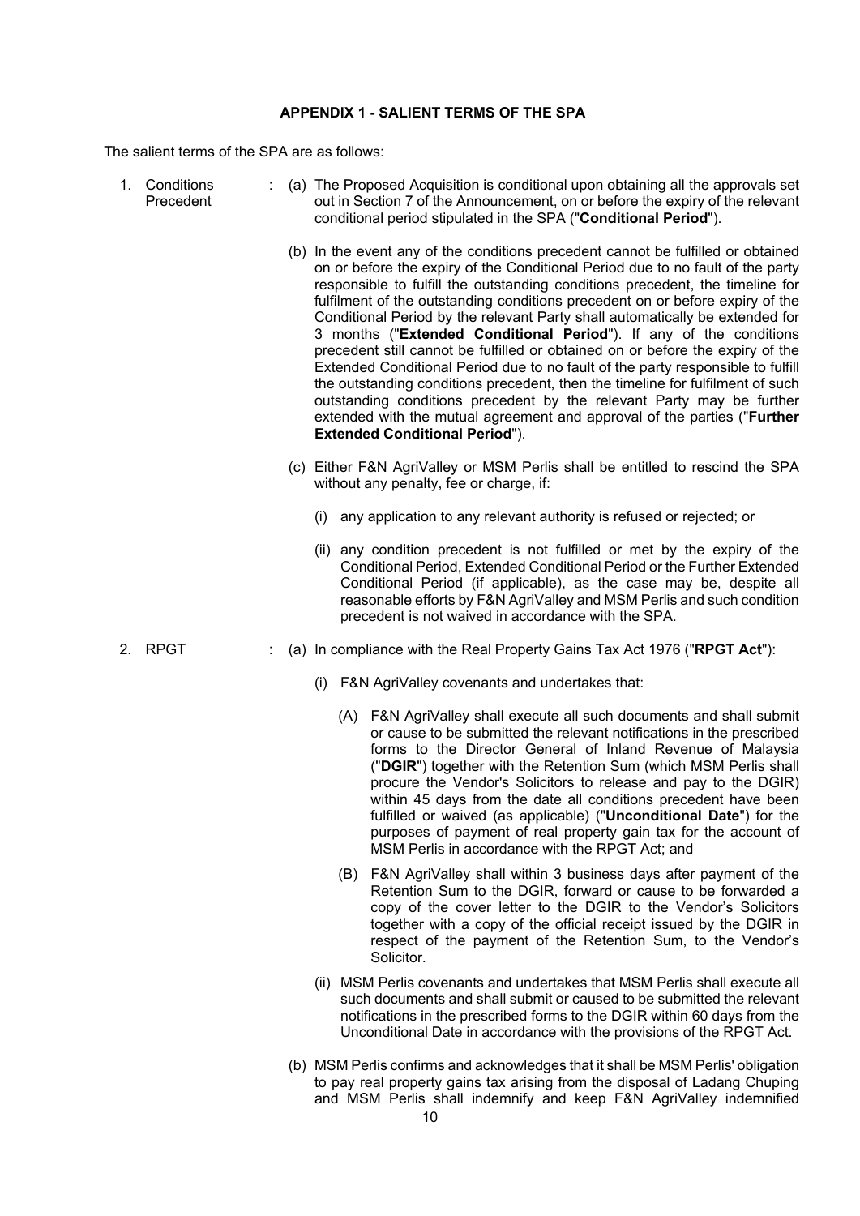## APPENDIX 1 - SALIENT TERMS OF THE SPA

The salient terms of the SPA are as follows:

1. Conditions Precedent :

   (a) The Proposed Acquisition is conditional upon obtaining all the approvals set out in Section 7 of the Announcement, on or before the expiry of the relevant conditional period stipulated in the SPA ("**Conditional Period**").

   (b) In the event any of the conditions precedent cannot be fulfilled or obtained on or before the expiry of the Conditional Period due to no fault of the party responsible to fulfill the outstanding conditions precedent, the timeline for fulfilment of the outstanding conditions precedent on or before expiry of the Conditional Period by the relevant Party shall automatically be extended for 3 months ("**Extended Conditional Period**"). If any of the conditions precedent still cannot be fulfilled or obtained on or before the expiry of the Extended Conditional Period due to no fault of the party responsible to fulfill the outstanding conditions precedent, then the timeline for fulfilment of such outstanding conditions precedent by the relevant Party may be further extended with the mutual agreement and approval of the parties ("**Further Extended Conditional Period**").

   (c) Either F&N AgriValley or MSM Perlis shall be entitled to rescind the SPA without any penalty, fee or charge, if:

      (i) any application to any relevant authority is refused or rejected; or

      (ii) any condition precedent is not fulfilled or met by the expiry of the Conditional Period, Extended Conditional Period or the Further Extended Conditional Period (if applicable), as the case may be, despite all reasonable efforts by F&N AgriValley and MSM Perlis and such condition precedent is not waived in accordance with the SPA.

2. RPGT :

   (a) In compliance with the Real Property Gains Tax Act 1976 ("**RPGT Act**"):

      (i) F&N AgriValley covenants and undertakes that:

         (A) F&N AgriValley shall execute all such documents and shall submit or cause to be submitted the relevant notifications in the prescribed forms to the Director General of Inland Revenue of Malaysia ("**DGIR**") together with the Retention Sum (which MSM Perlis shall procure the Vendor's Solicitors to release and pay to the DGIR) within 45 days from the date all conditions precedent have been fulfilled or waived (as applicable) ("**Unconditional Date**") for the purposes of payment of real property gain tax for the account of MSM Perlis in accordance with the RPGT Act; and

         (B) F&N AgriValley shall within 3 business days after payment of the Retention Sum to the DGIR, forward or cause to be forwarded a copy of the cover letter to the DGIR to the Vendor's Solicitors together with a copy of the official receipt issued by the DGIR in respect of the payment of the Retention Sum, to the Vendor's Solicitor.

      (ii) MSM Perlis covenants and undertakes that MSM Perlis shall execute all such documents and shall submit or caused to be submitted the relevant notifications in the prescribed forms to the DGIR within 60 days from the Unconditional Date in accordance with the provisions of the RPGT Act.

   (b) MSM Perlis confirms and acknowledges that it shall be MSM Perlis' obligation to pay real property gains tax arising from the disposal of Ladang Chuping and MSM Perlis shall indemnify and keep F&N AgriValley indemnified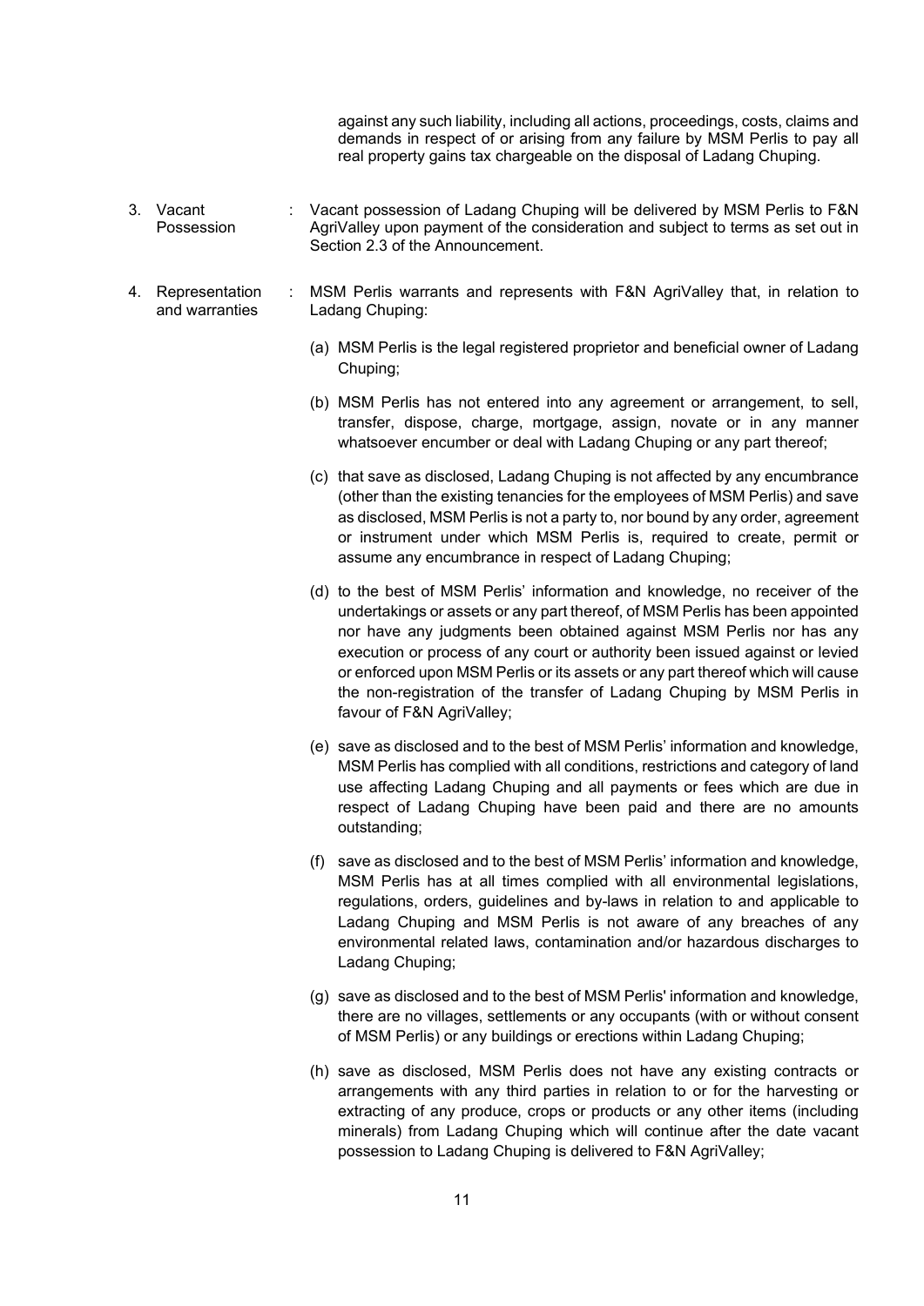against any such liability, including all actions, proceedings, costs, claims and demands in respect of or arising from any failure by MSM Perlis to pay all real property gains tax chargeable on the disposal of Ladang Chuping.

3. Vacant Possession : Vacant possession of Ladang Chuping will be delivered by MSM Perlis to F&N AgriValley upon payment of the consideration and subject to terms as set out in Section 2.3 of the Announcement.

4. Representation and warranties : MSM Perlis warrants and represents with F&N AgriValley that, in relation to Ladang Chuping:

   (a) MSM Perlis is the legal registered proprietor and beneficial owner of Ladang Chuping;

   (b) MSM Perlis has not entered into any agreement or arrangement, to sell, transfer, dispose, charge, mortgage, assign, novate or in any manner whatsoever encumber or deal with Ladang Chuping or any part thereof;

   (c) that save as disclosed, Ladang Chuping is not affected by any encumbrance (other than the existing tenancies for the employees of MSM Perlis) and save as disclosed, MSM Perlis is not a party to, nor bound by any order, agreement or instrument under which MSM Perlis is, required to create, permit or assume any encumbrance in respect of Ladang Chuping;

   (d) to the best of MSM Perlis' information and knowledge, no receiver of the undertakings or assets or any part thereof, of MSM Perlis has been appointed nor have any judgments been obtained against MSM Perlis nor has any execution or process of any court or authority been issued against or levied or enforced upon MSM Perlis or its assets or any part thereof which will cause the non-registration of the transfer of Ladang Chuping by MSM Perlis in favour of F&N AgriValley;

   (e) save as disclosed and to the best of MSM Perlis' information and knowledge, MSM Perlis has complied with all conditions, restrictions and category of land use affecting Ladang Chuping and all payments or fees which are due in respect of Ladang Chuping have been paid and there are no amounts outstanding;

   (f) save as disclosed and to the best of MSM Perlis' information and knowledge, MSM Perlis has at all times complied with all environmental legislations, regulations, orders, guidelines and by-laws in relation to and applicable to Ladang Chuping and MSM Perlis is not aware of any breaches of any environmental related laws, contamination and/or hazardous discharges to Ladang Chuping;

   (g) save as disclosed and to the best of MSM Perlis' information and knowledge, there are no villages, settlements or any occupants (with or without consent of MSM Perlis) or any buildings or erections within Ladang Chuping;

   (h) save as disclosed, MSM Perlis does not have any existing contracts or arrangements with any third parties in relation to or for the harvesting or extracting of any produce, crops or products or any other items (including minerals) from Ladang Chuping which will continue after the date vacant possession to Ladang Chuping is delivered to F&N AgriValley;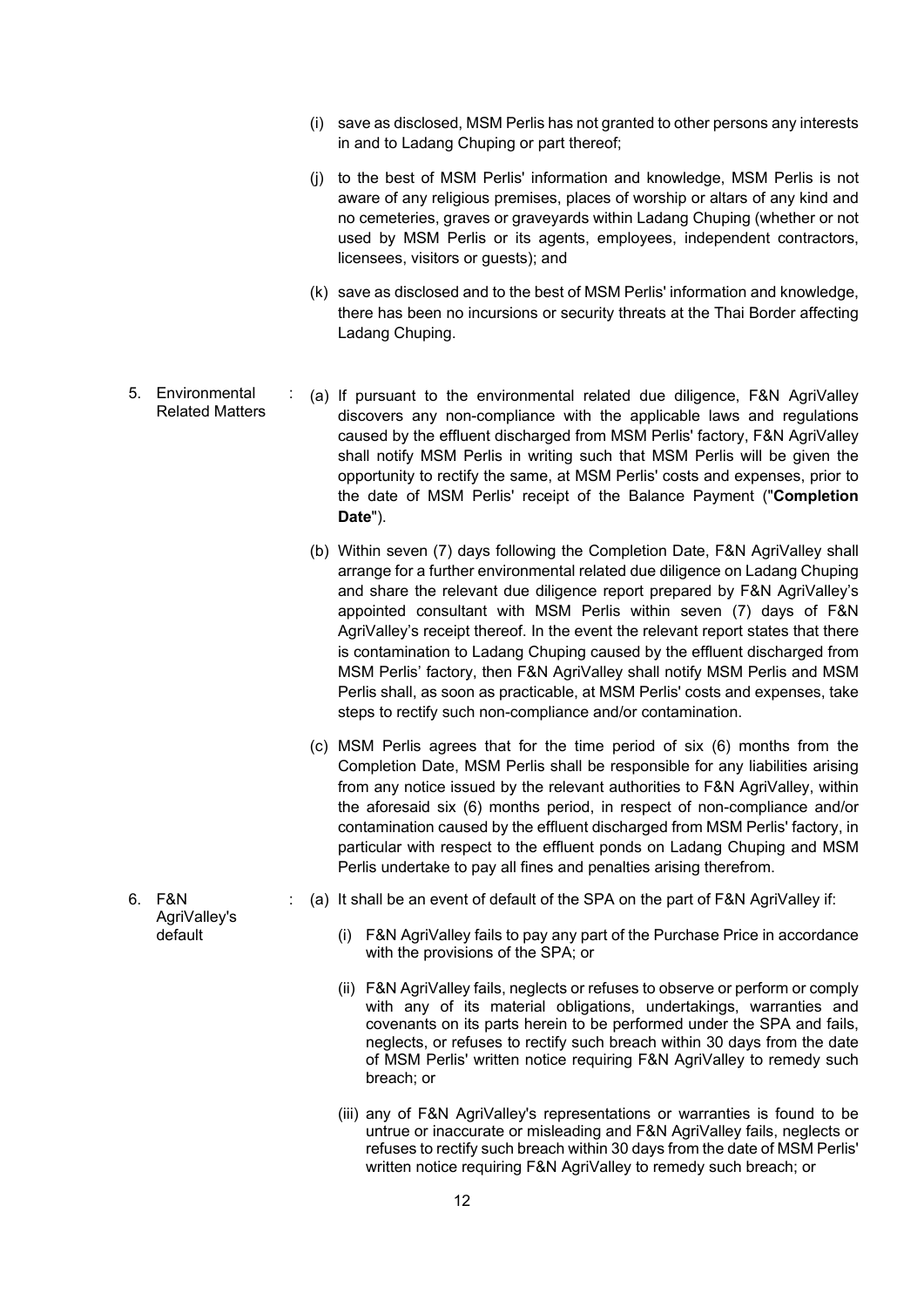(i) save as disclosed, MSM Perlis has not granted to other persons any interests in and to Ladang Chuping or part thereof;

(j) to the best of MSM Perlis' information and knowledge, MSM Perlis is not aware of any religious premises, places of worship or altars of any kind and no cemeteries, graves or graveyards within Ladang Chuping (whether or not used by MSM Perlis or its agents, employees, independent contractors, licensees, visitors or guests); and

(k) save as disclosed and to the best of MSM Perlis' information and knowledge, there has been no incursions or security threats at the Thai Border affecting Ladang Chuping.

5. Environmental Related Matters :

(a) If pursuant to the environmental related due diligence, F&N AgriValley discovers any non-compliance with the applicable laws and regulations caused by the effluent discharged from MSM Perlis' factory, F&N AgriValley shall notify MSM Perlis in writing such that MSM Perlis will be given the opportunity to rectify the same, at MSM Perlis' costs and expenses, prior to the date of MSM Perlis' receipt of the Balance Payment ("**Completion Date**").

(b) Within seven (7) days following the Completion Date, F&N AgriValley shall arrange for a further environmental related due diligence on Ladang Chuping and share the relevant due diligence report prepared by F&N AgriValley's appointed consultant with MSM Perlis within seven (7) days of F&N AgriValley's receipt thereof. In the event the relevant report states that there is contamination to Ladang Chuping caused by the effluent discharged from MSM Perlis' factory, then F&N AgriValley shall notify MSM Perlis and MSM Perlis shall, as soon as practicable, at MSM Perlis' costs and expenses, take steps to rectify such non-compliance and/or contamination.

(c) MSM Perlis agrees that for the time period of six (6) months from the Completion Date, MSM Perlis shall be responsible for any liabilities arising from any notice issued by the relevant authorities to F&N AgriValley, within the aforesaid six (6) months period, in respect of non-compliance and/or contamination caused by the effluent discharged from MSM Perlis' factory, in particular with respect to the effluent ponds on Ladang Chuping and MSM Perlis undertake to pay all fines and penalties arising therefrom.

6. F&N AgriValley's default :

(a) It shall be an event of default of the SPA on the part of F&N AgriValley if:

(i) F&N AgriValley fails to pay any part of the Purchase Price in accordance with the provisions of the SPA; or

(ii) F&N AgriValley fails, neglects or refuses to observe or perform or comply with any of its material obligations, undertakings, warranties and covenants on its parts herein to be performed under the SPA and fails, neglects, or refuses to rectify such breach within 30 days from the date of MSM Perlis' written notice requiring F&N AgriValley to remedy such breach; or

(iii) any of F&N AgriValley's representations or warranties is found to be untrue or inaccurate or misleading and F&N AgriValley fails, neglects or refuses to rectify such breach within 30 days from the date of MSM Perlis' written notice requiring F&N AgriValley to remedy such breach; or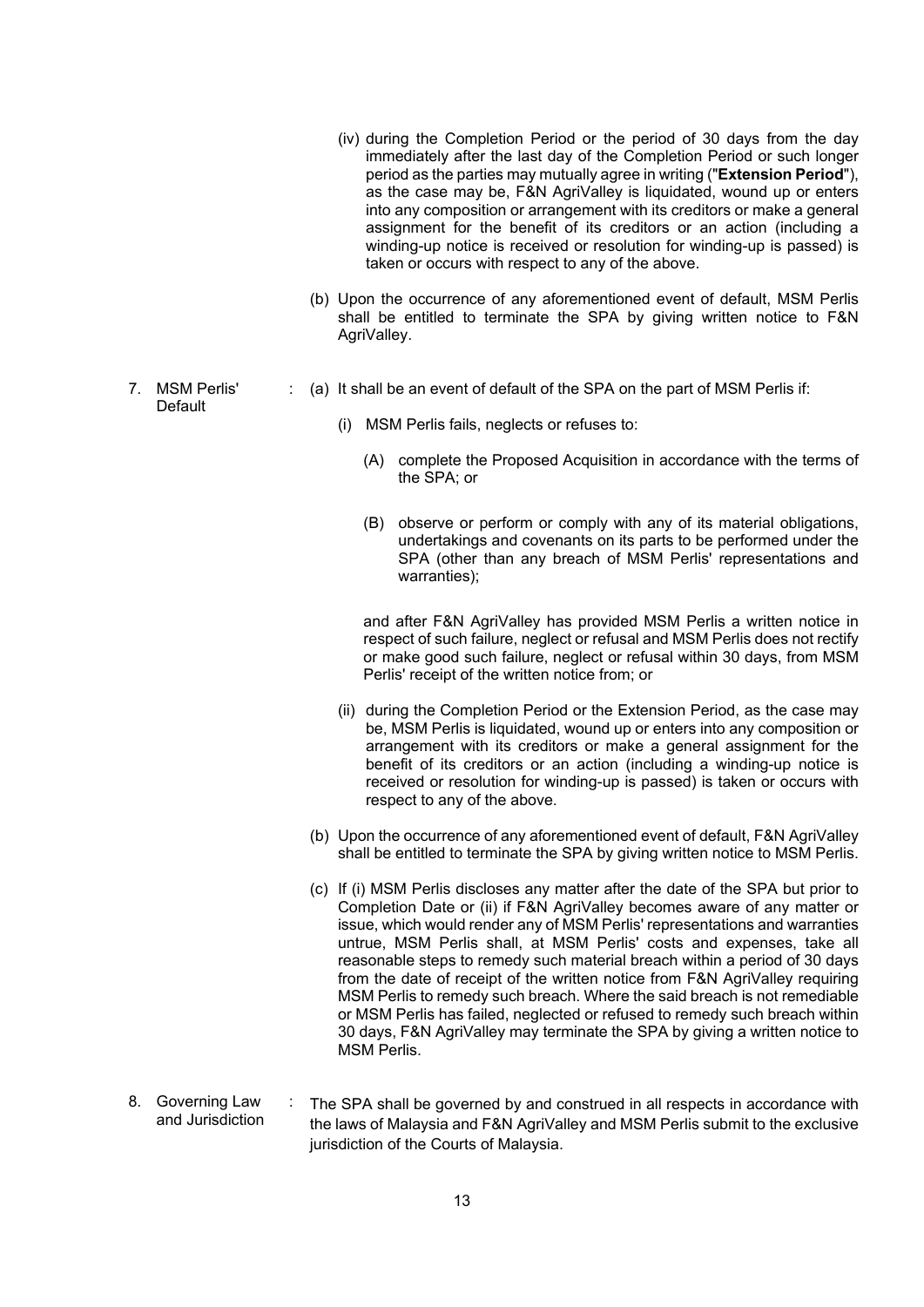(iv) during the Completion Period or the period of 30 days from the day immediately after the last day of the Completion Period or such longer period as the parties may mutually agree in writing ("**Extension Period**"), as the case may be, F&N AgriValley is liquidated, wound up or enters into any composition or arrangement with its creditors or make a general assignment for the benefit of its creditors or an action (including a winding-up notice is received or resolution for winding-up is passed) is taken or occurs with respect to any of the above.

(b) Upon the occurrence of any aforementioned event of default, MSM Perlis shall be entitled to terminate the SPA by giving written notice to F&N AgriValley.

7. MSM Perlis' Default : (a) It shall be an event of default of the SPA on the part of MSM Perlis if:

(i) MSM Perlis fails, neglects or refuses to:

(A) complete the Proposed Acquisition in accordance with the terms of the SPA; or

(B) observe or perform or comply with any of its material obligations, undertakings and covenants on its parts to be performed under the SPA (other than any breach of MSM Perlis' representations and warranties);

and after F&N AgriValley has provided MSM Perlis a written notice in respect of such failure, neglect or refusal and MSM Perlis does not rectify or make good such failure, neglect or refusal within 30 days, from MSM Perlis' receipt of the written notice from; or

(ii) during the Completion Period or the Extension Period, as the case may be, MSM Perlis is liquidated, wound up or enters into any composition or arrangement with its creditors or make a general assignment for the benefit of its creditors or an action (including a winding-up notice is received or resolution for winding-up is passed) is taken or occurs with respect to any of the above.

(b) Upon the occurrence of any aforementioned event of default, F&N AgriValley shall be entitled to terminate the SPA by giving written notice to MSM Perlis.

(c) If (i) MSM Perlis discloses any matter after the date of the SPA but prior to Completion Date or (ii) if F&N AgriValley becomes aware of any matter or issue, which would render any of MSM Perlis' representations and warranties untrue, MSM Perlis shall, at MSM Perlis' costs and expenses, take all reasonable steps to remedy such material breach within a period of 30 days from the date of receipt of the written notice from F&N AgriValley requiring MSM Perlis to remedy such breach. Where the said breach is not remediable or MSM Perlis has failed, neglected or refused to remedy such breach within 30 days, F&N AgriValley may terminate the SPA by giving a written notice to MSM Perlis.

8. Governing Law and Jurisdiction : The SPA shall be governed by and construed in all respects in accordance with the laws of Malaysia and F&N AgriValley and MSM Perlis submit to the exclusive jurisdiction of the Courts of Malaysia.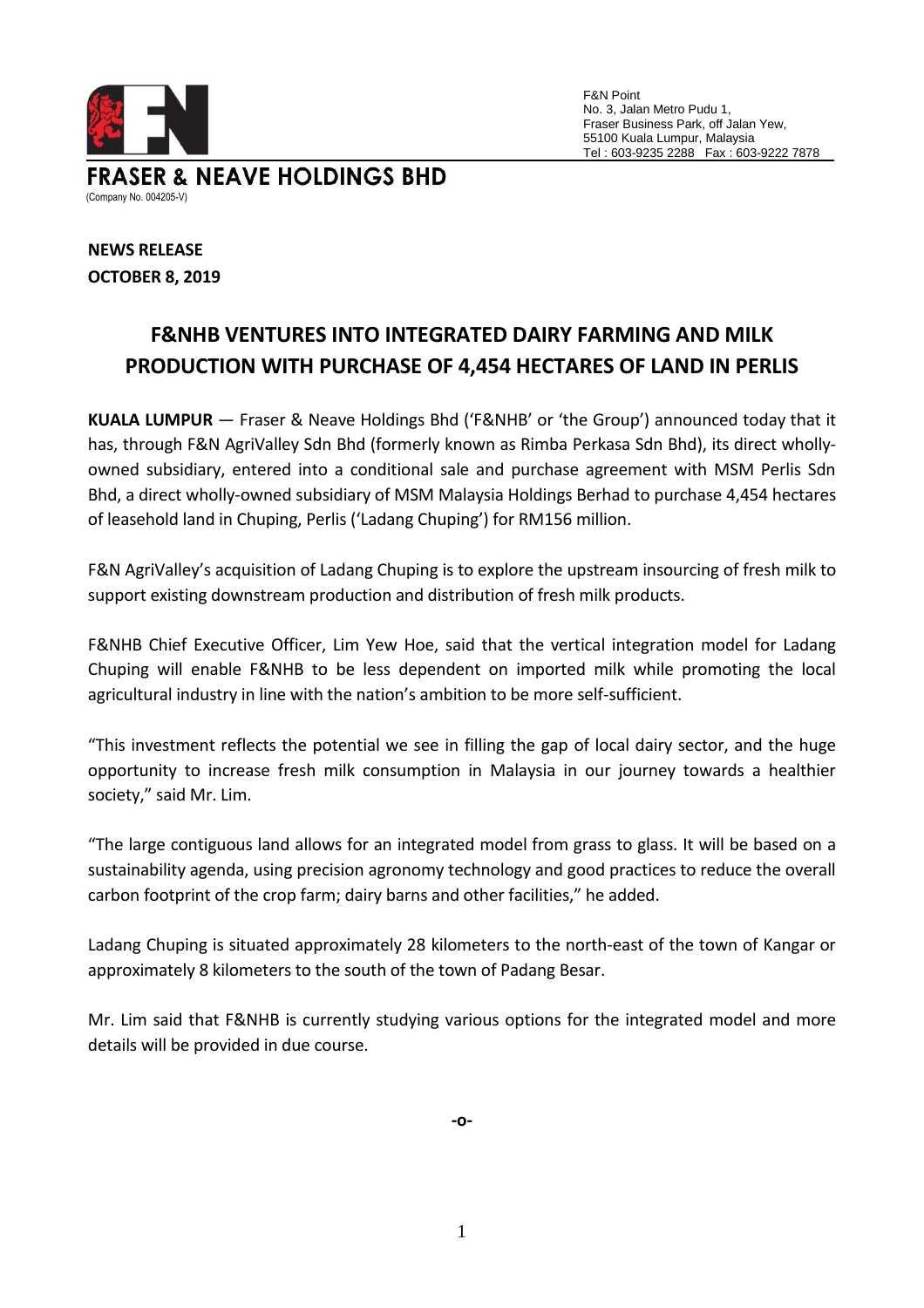F&N Point
No. 3, Jalan Metro Pudu 1,
Fraser Business Park, off Jalan Yew,
55100 Kuala Lumpur, Malaysia
Tel : 603-9235 2288 Fax : 603-9222 7878

**FRASER & NEAVE HOLDINGS BHD**
(Company No. 004205-V)

**NEWS RELEASE**
**OCTOBER 8, 2019**

## F&NHB VENTURES INTO INTEGRATED DAIRY FARMING AND MILK PRODUCTION WITH PURCHASE OF 4,454 HECTARES OF LAND IN PERLIS

**KUALA LUMPUR** — Fraser & Neave Holdings Bhd ('F&NHB' or 'the Group') announced today that it has, through F&N AgriValley Sdn Bhd (formerly known as Rimba Perkasa Sdn Bhd), its direct wholly-owned subsidiary, entered into a conditional sale and purchase agreement with MSM Perlis Sdn Bhd, a direct wholly-owned subsidiary of MSM Malaysia Holdings Berhad to purchase 4,454 hectares of leasehold land in Chuping, Perlis ('Ladang Chuping') for RM156 million.

F&N AgriValley's acquisition of Ladang Chuping is to explore the upstream insourcing of fresh milk to support existing downstream production and distribution of fresh milk products.

F&NHB Chief Executive Officer, Lim Yew Hoe, said that the vertical integration model for Ladang Chuping will enable F&NHB to be less dependent on imported milk while promoting the local agricultural industry in line with the nation's ambition to be more self-sufficient.

"This investment reflects the potential we see in filling the gap of local dairy sector, and the huge opportunity to increase fresh milk consumption in Malaysia in our journey towards a healthier society," said Mr. Lim.

"The large contiguous land allows for an integrated model from grass to glass. It will be based on a sustainability agenda, using precision agronomy technology and good practices to reduce the overall carbon footprint of the crop farm; dairy barns and other facilities," he added.

Ladang Chuping is situated approximately 28 kilometers to the north-east of the town of Kangar or approximately 8 kilometers to the south of the town of Padang Besar.

Mr. Lim said that F&NHB is currently studying various options for the integrated model and more details will be provided in due course.

-o-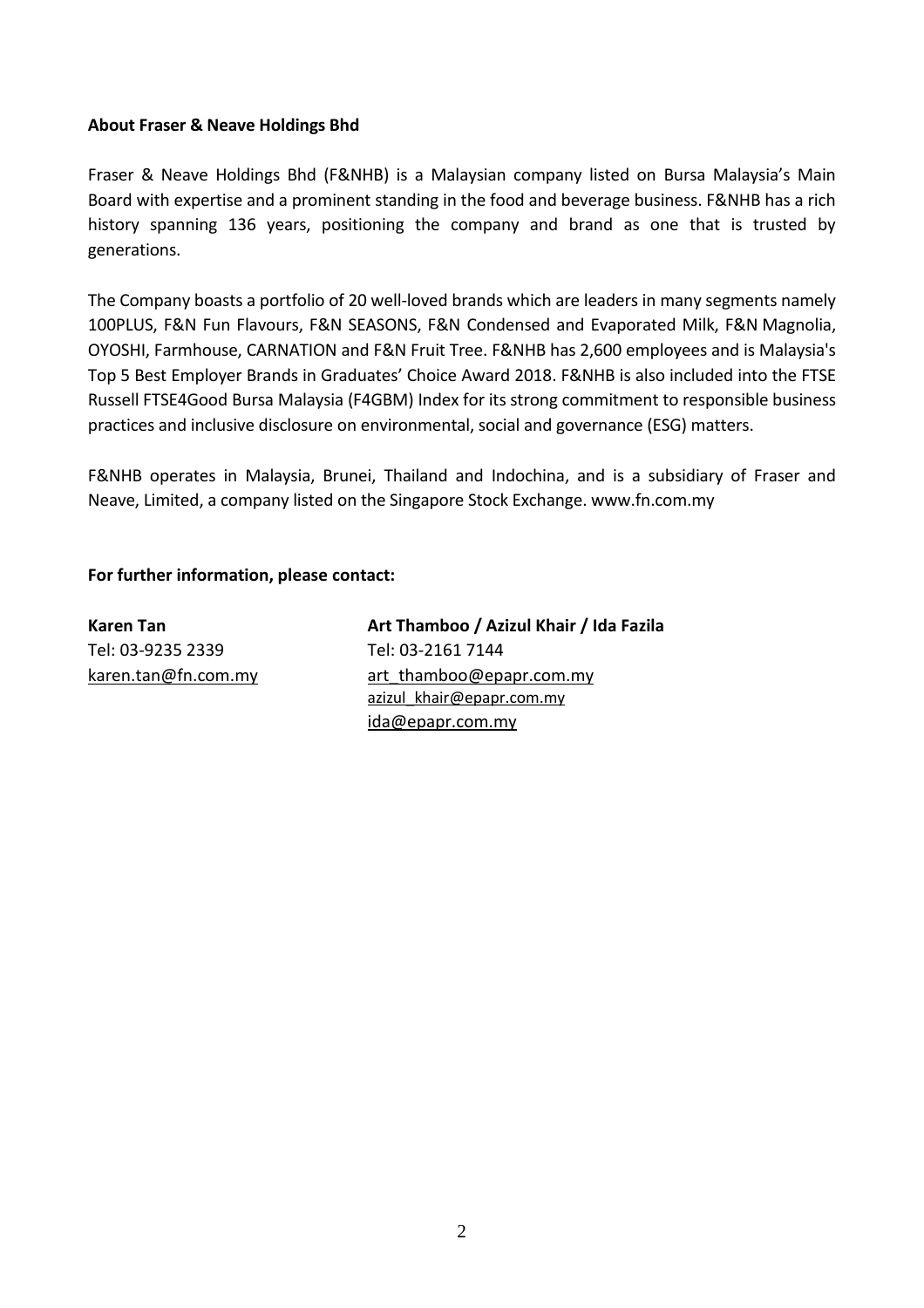**About Fraser & Neave Holdings Bhd**

Fraser & Neave Holdings Bhd (F&NHB) is a Malaysian company listed on Bursa Malaysia's Main Board with expertise and a prominent standing in the food and beverage business. F&NHB has a rich history spanning 136 years, positioning the company and brand as one that is trusted by generations.

The Company boasts a portfolio of 20 well-loved brands which are leaders in many segments namely 100PLUS, F&N Fun Flavours, F&N SEASONS, F&N Condensed and Evaporated Milk, F&N Magnolia, OYOSHI, Farmhouse, CARNATION and F&N Fruit Tree. F&NHB has 2,600 employees and is Malaysia's Top 5 Best Employer Brands in Graduates' Choice Award 2018. F&NHB is also included into the FTSE Russell FTSE4Good Bursa Malaysia (F4GBM) Index for its strong commitment to responsible business practices and inclusive disclosure on environmental, social and governance (ESG) matters.

F&NHB operates in Malaysia, Brunei, Thailand and Indochina, and is a subsidiary of Fraser and Neave, Limited, a company listed on the Singapore Stock Exchange. www.fn.com.my

**For further information, please contact:**

**Karen Tan**
Tel: 03-9235 2339
karen.tan@fn.com.my

**Art Thamboo / Azizul Khair / Ida Fazila**
Tel: 03-2161 7144
art_thamboo@epapr.com.my
azizul_khair@epapr.com.my
ida@epapr.com.my